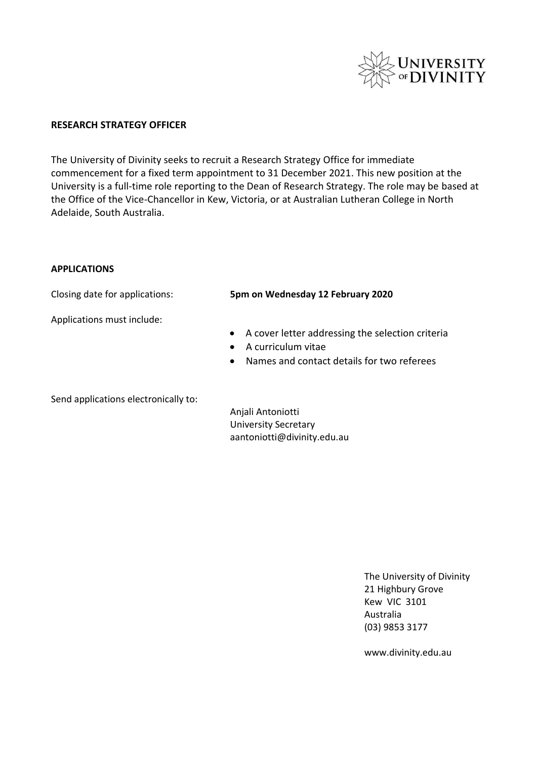## RESEARCH STRATEGY OFFICER

The University of Divinity seeks to recruit a Research Strategy Office for immediate commencement for a fixed term appointment to 31 December 2021. This new position at the University is a full-time role reporting to the Dean of Research Strategy. The role may be based at the Office of the Vice-Chancellor in Kew, Victoria, or at Australian Lutheran College in North Adelaide, South Australia.

## APPLICATIONS

Closing date for applications: **5pm on Wednesday 12 February 2020**

Applications must include:

- A cover letter addressing the selection criteria
- A curriculum vitae
- Names and contact details for two referees

Send applications electronically to:

Anjali Antoniotti
University Secretary
aantoniotti@divinity.edu.au

The University of Divinity
21 Highbury Grove
Kew VIC 3101
Australia
(03) 9853 3177

www.divinity.edu.au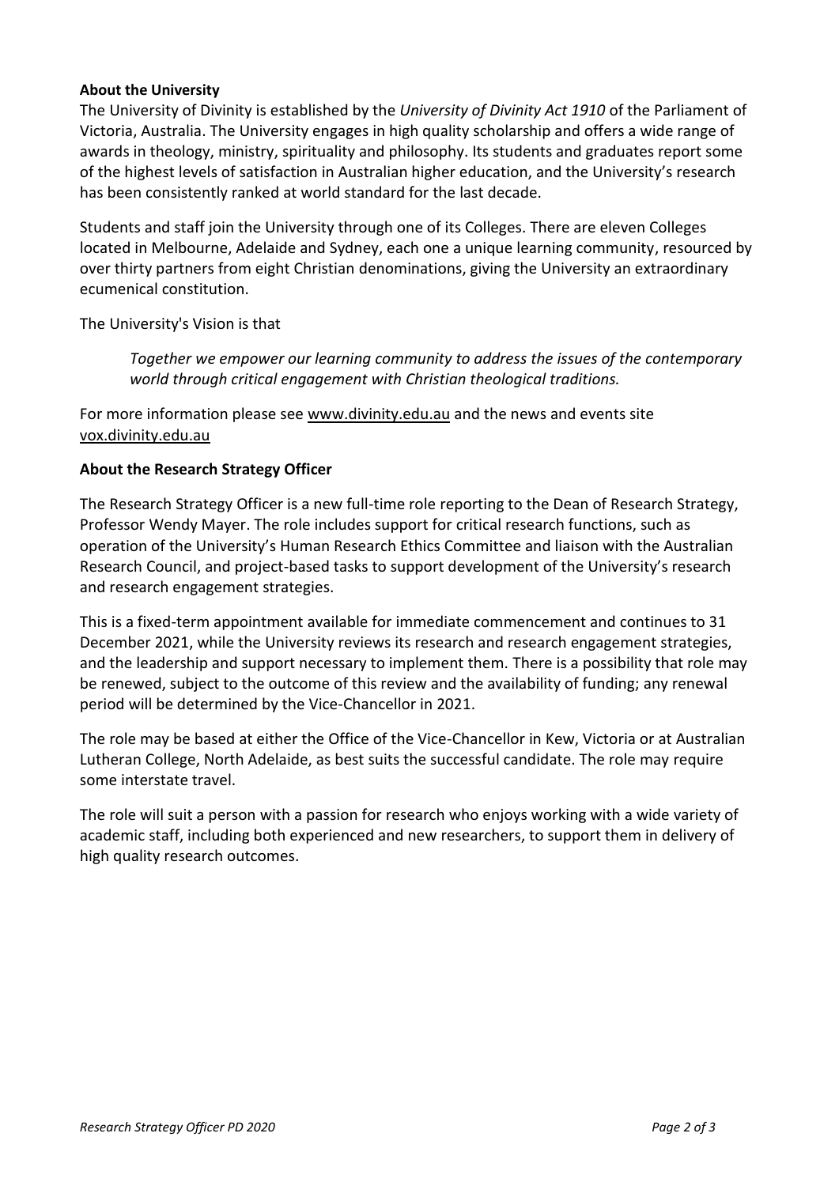**About the University**

The University of Divinity is established by the *University of Divinity Act 1910* of the Parliament of Victoria, Australia. The University engages in high quality scholarship and offers a wide range of awards in theology, ministry, spirituality and philosophy. Its students and graduates report some of the highest levels of satisfaction in Australian higher education, and the University's research has been consistently ranked at world standard for the last decade.

Students and staff join the University through one of its Colleges. There are eleven Colleges located in Melbourne, Adelaide and Sydney, each one a unique learning community, resourced by over thirty partners from eight Christian denominations, giving the University an extraordinary ecumenical constitution.

The University's Vision is that

> *Together we empower our learning community to address the issues of the contemporary world through critical engagement with Christian theological traditions.*

For more information please see www.divinity.edu.au and the news and events site vox.divinity.edu.au

**About the Research Strategy Officer**

The Research Strategy Officer is a new full-time role reporting to the Dean of Research Strategy, Professor Wendy Mayer. The role includes support for critical research functions, such as operation of the University's Human Research Ethics Committee and liaison with the Australian Research Council, and project-based tasks to support development of the University's research and research engagement strategies.

This is a fixed-term appointment available for immediate commencement and continues to 31 December 2021, while the University reviews its research and research engagement strategies, and the leadership and support necessary to implement them. There is a possibility that role may be renewed, subject to the outcome of this review and the availability of funding; any renewal period will be determined by the Vice-Chancellor in 2021.

The role may be based at either the Office of the Vice-Chancellor in Kew, Victoria or at Australian Lutheran College, North Adelaide, as best suits the successful candidate. The role may require some interstate travel.

The role will suit a person with a passion for research who enjoys working with a wide variety of academic staff, including both experienced and new researchers, to support them in delivery of high quality research outcomes.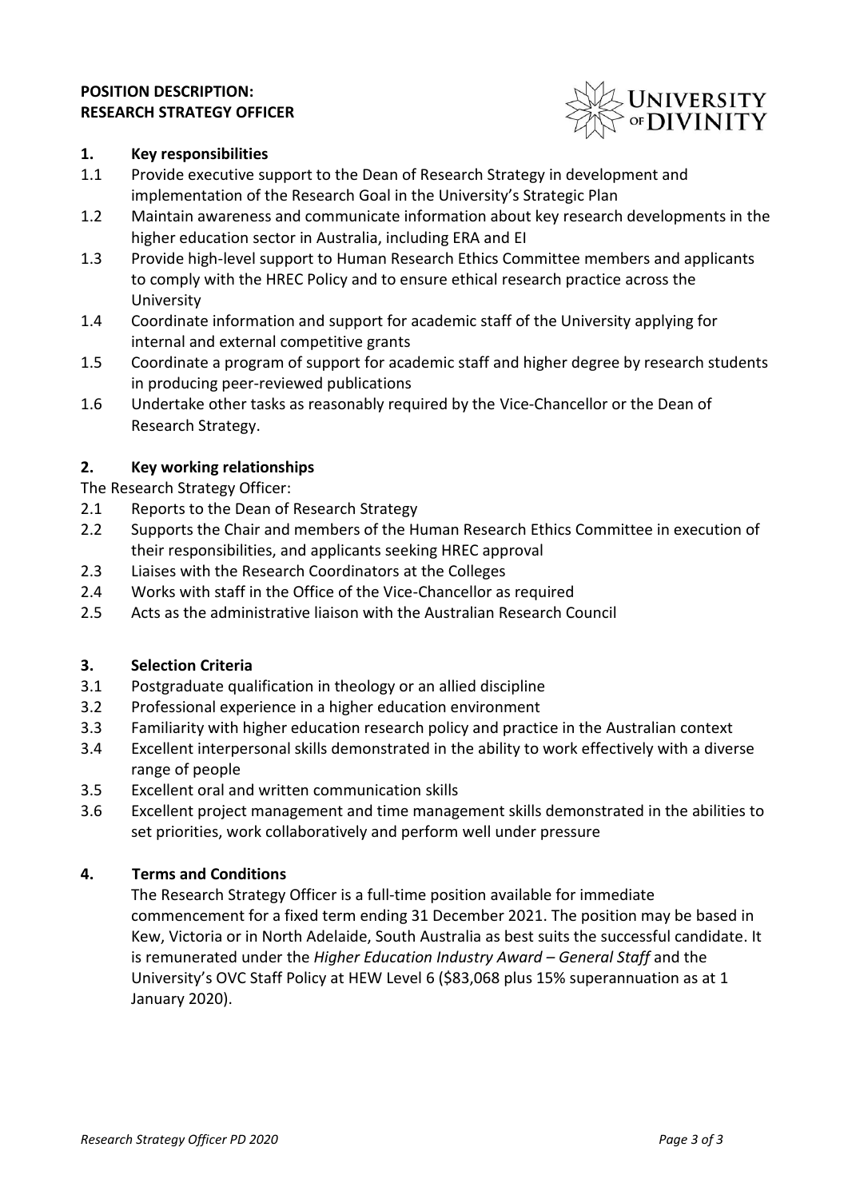**POSITION DESCRIPTION:**
**RESEARCH STRATEGY OFFICER**

UNIVERSITY OF DIVINITY

## 1. Key responsibilities

1.1 Provide executive support to the Dean of Research Strategy in development and implementation of the Research Goal in the University's Strategic Plan

1.2 Maintain awareness and communicate information about key research developments in the higher education sector in Australia, including ERA and EI

1.3 Provide high-level support to Human Research Ethics Committee members and applicants to comply with the HREC Policy and to ensure ethical research practice across the University

1.4 Coordinate information and support for academic staff of the University applying for internal and external competitive grants

1.5 Coordinate a program of support for academic staff and higher degree by research students in producing peer-reviewed publications

1.6 Undertake other tasks as reasonably required by the Vice-Chancellor or the Dean of Research Strategy.

## 2. Key working relationships

The Research Strategy Officer:

2.1 Reports to the Dean of Research Strategy

2.2 Supports the Chair and members of the Human Research Ethics Committee in execution of their responsibilities, and applicants seeking HREC approval

2.3 Liaises with the Research Coordinators at the Colleges

2.4 Works with staff in the Office of the Vice-Chancellor as required

2.5 Acts as the administrative liaison with the Australian Research Council

## 3. Selection Criteria

3.1 Postgraduate qualification in theology or an allied discipline

3.2 Professional experience in a higher education environment

3.3 Familiarity with higher education research policy and practice in the Australian context

3.4 Excellent interpersonal skills demonstrated in the ability to work effectively with a diverse range of people

3.5 Excellent oral and written communication skills

3.6 Excellent project management and time management skills demonstrated in the abilities to set priorities, work collaboratively and perform well under pressure

## 4. Terms and Conditions

The Research Strategy Officer is a full-time position available for immediate commencement for a fixed term ending 31 December 2021. The position may be based in Kew, Victoria or in North Adelaide, South Australia as best suits the successful candidate. It is remunerated under the *Higher Education Industry Award – General Staff* and the University's OVC Staff Policy at HEW Level 6 ($83,068 plus 15% superannuation as at 1 January 2020).